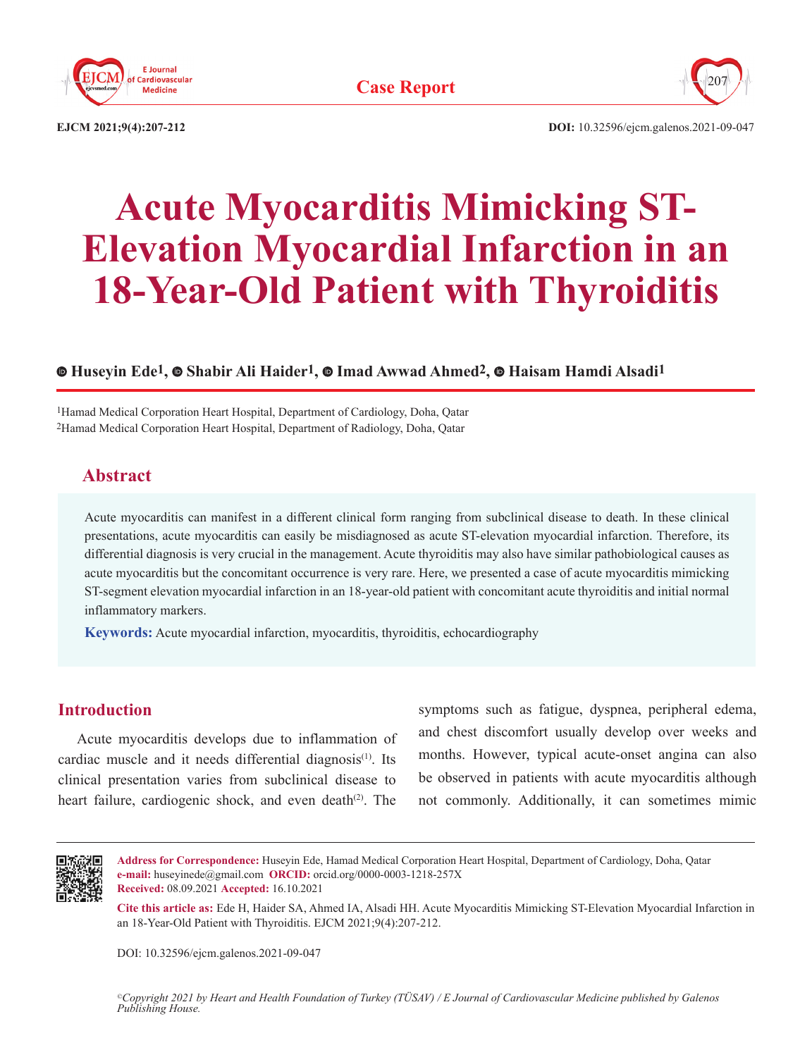Case Report

DOI: 10.32596/ejcm.galenos.2021-09-047

# Acute Myocarditis Mimicking ST-Elevation Myocardial Infarction in an 18-Year-Old Patient with Thyroiditis

**Huseyin Ede[1], Shabir Ali Haider[1], Imad Awwad Ahmed[2], Haisam Hamdi Alsadi[1]**

[1]Hamad Medical Corporation Heart Hospital, Department of Cardiology, Doha, Qatar
[2]Hamad Medical Corporation Heart Hospital, Department of Radiology, Doha, Qatar

## Abstract

Acute myocarditis can manifest in a different clinical form ranging from subclinical disease to death. In these clinical presentations, acute myocarditis can easily be misdiagnosed as acute ST-elevation myocardial infarction. Therefore, its differential diagnosis is very crucial in the management. Acute thyroiditis may also have similar pathobiological causes as acute myocarditis but the concomitant occurrence is very rare. Here, we presented a case of acute myocarditis mimicking ST-segment elevation myocardial infarction in an 18-year-old patient with concomitant acute thyroiditis and initial normal inflammatory markers.

**Keywords:** Acute myocardial infarction, myocarditis, thyroiditis, echocardiography

## Introduction

Acute myocarditis develops due to inflammation of cardiac muscle and it needs differential diagnosis[1]. Its clinical presentation varies from subclinical disease to heart failure, cardiogenic shock, and even death[2]. The symptoms such as fatigue, dyspnea, peripheral edema, and chest discomfort usually develop over weeks and months. However, typical acute-onset angina can also be observed in patients with acute myocarditis although not commonly. Additionally, it can sometimes mimic

**Address for Correspondence:** Huseyin Ede, Hamad Medical Corporation Heart Hospital, Department of Cardiology, Doha, Qatar
**e-mail:** huseyinede@gmail.com **ORCID:** orcid.org/0000-0003-1218-257X
**Received:** 08.09.2021 **Accepted:** 16.10.2021

**Cite this article as:** Ede H, Haider SA, Ahmed IA, Alsadi HH. Acute Myocarditis Mimicking ST-Elevation Myocardial Infarction in an 18-Year-Old Patient with Thyroiditis. EJCM 2021;9(4):207-212.

DOI: 10.32596/ejcm.galenos.2021-09-047

*©Copyright 2021 by Heart and Health Foundation of Turkey (TÜSAV) / E Journal of Cardiovascular Medicine published by Galenos Publishing House.*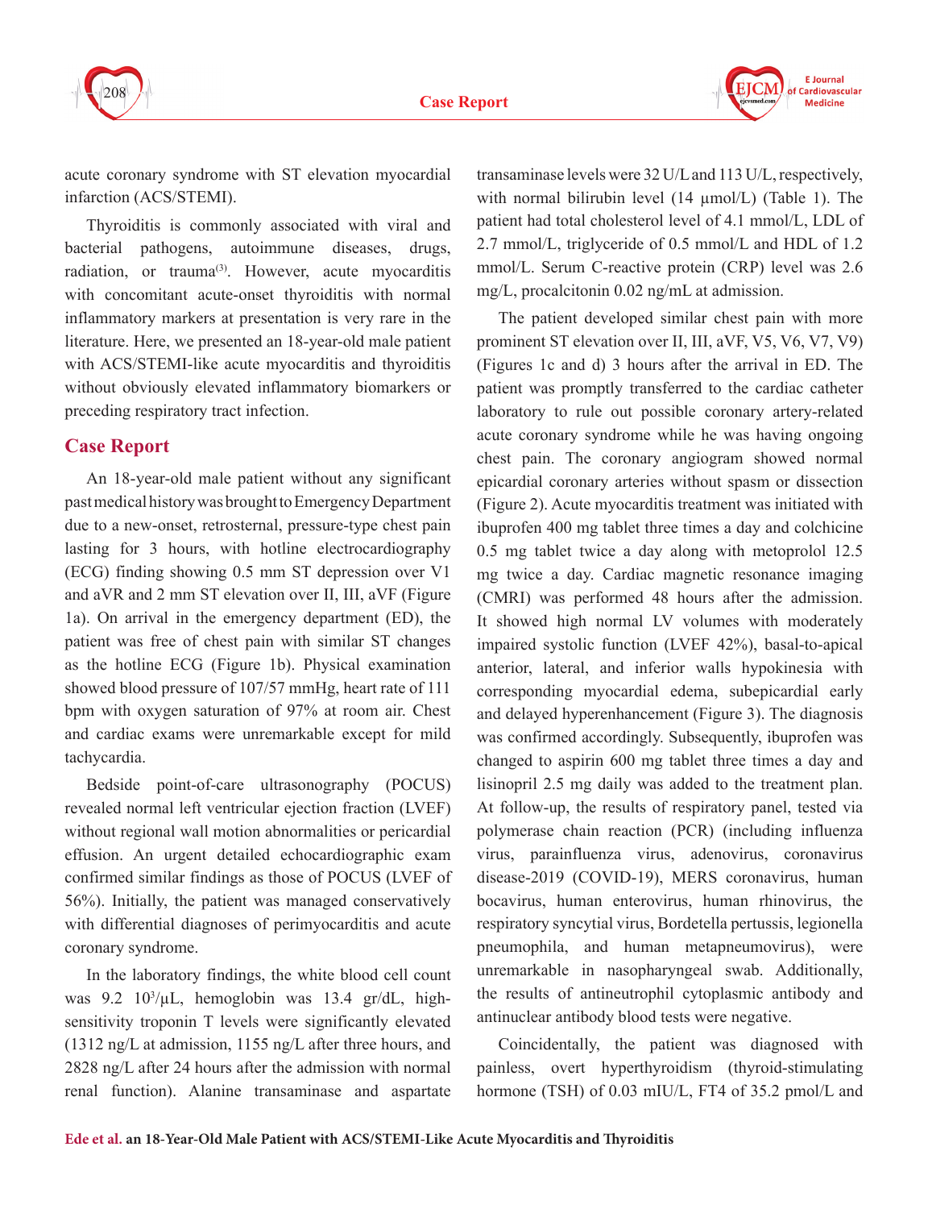acute coronary syndrome with ST elevation myocardial infarction (ACS/STEMI).

Thyroiditis is commonly associated with viral and bacterial pathogens, autoimmune diseases, drugs, radiation, or trauma[3]. However, acute myocarditis with concomitant acute-onset thyroiditis with normal inflammatory markers at presentation is very rare in the literature. Here, we presented an 18-year-old male patient with ACS/STEMI-like acute myocarditis and thyroiditis without obviously elevated inflammatory biomarkers or preceding respiratory tract infection.

## Case Report

An 18-year-old male patient without any significant past medical history was brought to Emergency Department due to a new-onset, retrosternal, pressure-type chest pain lasting for 3 hours, with hotline electrocardiography (ECG) finding showing 0.5 mm ST depression over V1 and aVR and 2 mm ST elevation over II, III, aVF (Figure 1a). On arrival in the emergency department (ED), the patient was free of chest pain with similar ST changes as the hotline ECG (Figure 1b). Physical examination showed blood pressure of 107/57 mmHg, heart rate of 111 bpm with oxygen saturation of 97% at room air. Chest and cardiac exams were unremarkable except for mild tachycardia.

Bedside point-of-care ultrasonography (POCUS) revealed normal left ventricular ejection fraction (LVEF) without regional wall motion abnormalities or pericardial effusion. An urgent detailed echocardiographic exam confirmed similar findings as those of POCUS (LVEF of 56%). Initially, the patient was managed conservatively with differential diagnoses of perimyocarditis and acute coronary syndrome.

In the laboratory findings, the white blood cell count was 9.2 $10^3$/µL, hemoglobin was 13.4 gr/dL, high-sensitivity troponin T levels were significantly elevated (1312 ng/L at admission, 1155 ng/L after three hours, and 2828 ng/L after 24 hours after the admission with normal renal function). Alanine transaminase and aspartate transaminase levels were 32 U/L and 113 U/L, respectively, with normal bilirubin level (14 µmol/L) (Table 1). The patient had total cholesterol level of 4.1 mmol/L, LDL of 2.7 mmol/L, triglyceride of 0.5 mmol/L and HDL of 1.2 mmol/L. Serum C-reactive protein (CRP) level was 2.6 mg/L, procalcitonin 0.02 ng/mL at admission.

The patient developed similar chest pain with more prominent ST elevation over II, III, aVF, V5, V6, V7, V9) (Figures 1c and d) 3 hours after the arrival in ED. The patient was promptly transferred to the cardiac catheter laboratory to rule out possible coronary artery-related acute coronary syndrome while he was having ongoing chest pain. The coronary angiogram showed normal epicardial coronary arteries without spasm or dissection (Figure 2). Acute myocarditis treatment was initiated with ibuprofen 400 mg tablet three times a day and colchicine 0.5 mg tablet twice a day along with metoprolol 12.5 mg twice a day. Cardiac magnetic resonance imaging (CMRI) was performed 48 hours after the admission. It showed high normal LV volumes with moderately impaired systolic function (LVEF 42%), basal-to-apical anterior, lateral, and inferior walls hypokinesia with corresponding myocardial edema, subepicardial early and delayed hyperenhancement (Figure 3). The diagnosis was confirmed accordingly. Subsequently, ibuprofen was changed to aspirin 600 mg tablet three times a day and lisinopril 2.5 mg daily was added to the treatment plan. At follow-up, the results of respiratory panel, tested via polymerase chain reaction (PCR) (including influenza virus, parainfluenza virus, adenovirus, coronavirus disease-2019 (COVID-19), MERS coronavirus, human bocavirus, human enterovirus, human rhinovirus, the respiratory syncytial virus, Bordetella pertussis, legionella pneumophila, and human metapneumovirus), were unremarkable in nasopharyngeal swab. Additionally, the results of antineutrophil cytoplasmic antibody and antinuclear antibody blood tests were negative.

Coincidentally, the patient was diagnosed with painless, overt hyperthyroidism (thyroid-stimulating hormone (TSH) of 0.03 mIU/L, FT4 of 35.2 pmol/L and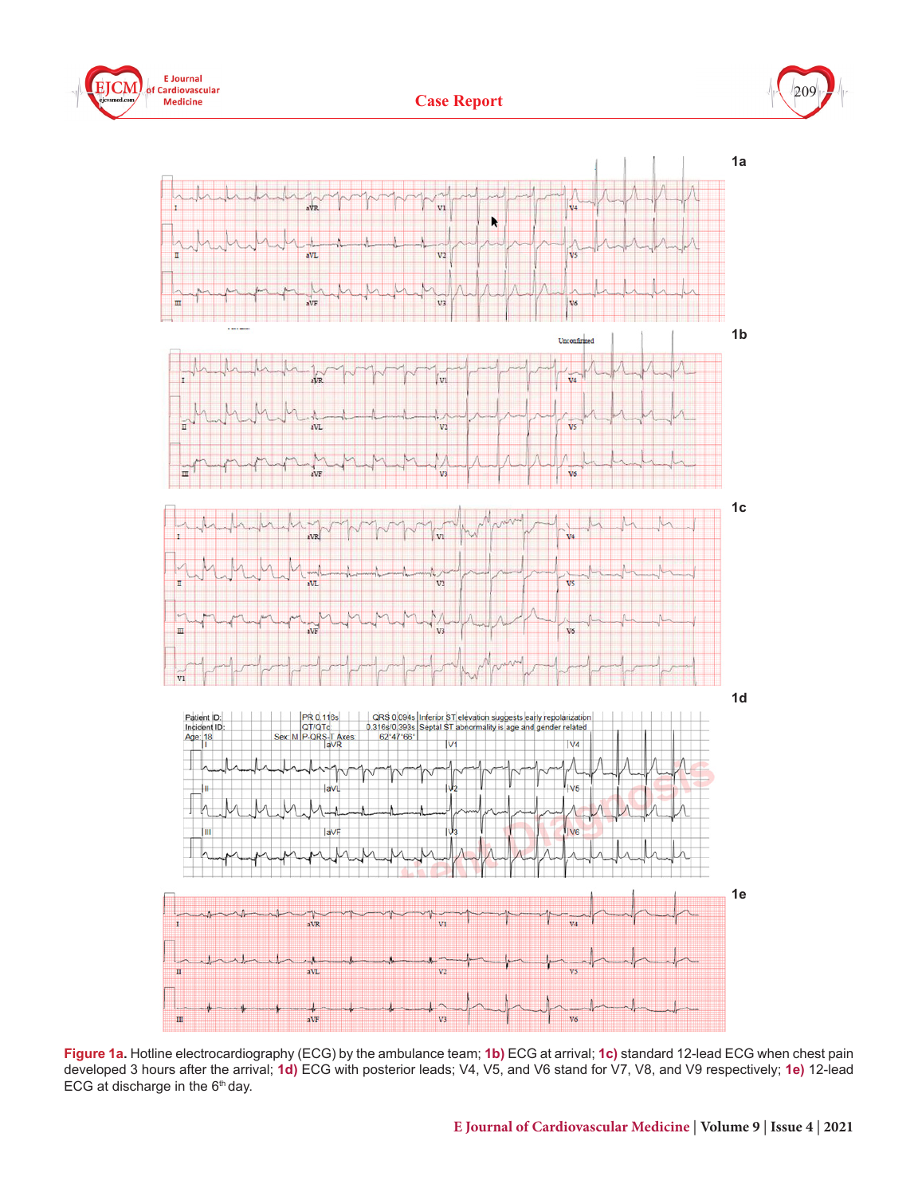**Figure 1a.** Hotline electrocardiography (ECG) by the ambulance team; **1b)** ECG at arrival; **1c)** standard 12-lead ECG when chest pain developed 3 hours after the arrival; **1d)** ECG with posterior leads; V4, V5, and V6 stand for V7, V8, and V9 respectively; **1e)** 12-lead ECG at discharge in the 6th day.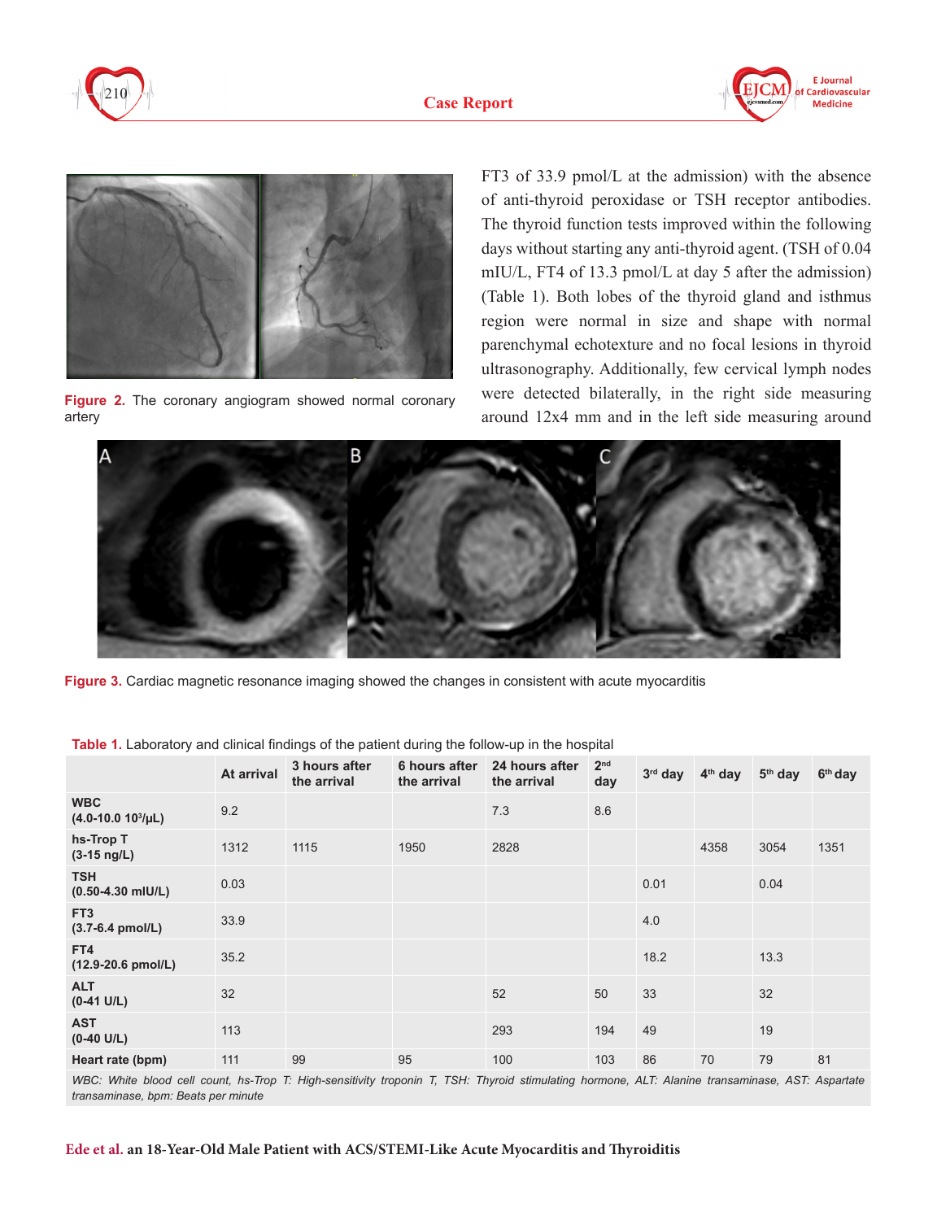Figure 2. The coronary angiogram showed normal coronary artery

FT3 of 33.9 pmol/L at the admission) with the absence of anti-thyroid peroxidase or TSH receptor antibodies. The thyroid function tests improved within the following days without starting any anti-thyroid agent. (TSH of 0.04 mIU/L, FT4 of 13.3 pmol/L at day 5 after the admission) (Table 1). Both lobes of the thyroid gland and isthmus region were normal in size and shape with normal parenchymal echotexture and no focal lesions in thyroid ultrasonography. Additionally, few cervical lymph nodes were detected bilaterally, in the right side measuring around 12x4 mm and in the left side measuring around

Figure 3. Cardiac magnetic resonance imaging showed the changes in consistent with acute myocarditis

Table 1. Laboratory and clinical findings of the patient during the follow-up in the hospital

| | At arrival | 3 hours after the arrival | 6 hours after the arrival | 24 hours after the arrival | 2nd day | 3rd day | 4th day | 5th day | 6th day |
|---|---|---|---|---|---|---|---|---|---|
| **WBC (4.0-10.0 $10^3$/μL)** | 9.2 | | | 7.3 | 8.6 | | | | |
| **hs-Trop T (3-15 ng/L)** | 1312 | 1115 | 1950 | 2828 | | | 4358 | 3054 | 1351 |
| **TSH (0.50-4.30 mIU/L)** | 0.03 | | | | | 0.01 | | 0.04 | |
| **FT3 (3.7-6.4 pmol/L)** | 33.9 | | | | | 4.0 | | | |
| **FT4 (12.9-20.6 pmol/L)** | 35.2 | | | | | 18.2 | | 13.3 | |
| **ALT (0-41 U/L)** | 32 | | | 52 | 50 | 33 | | 32 | |
| **AST (0-40 U/L)** | 113 | | | 293 | 194 | 49 | | 19 | |
| **Heart rate (bpm)** | 111 | 99 | 95 | 100 | 103 | 86 | 70 | 79 | 81 |

*WBC: White blood cell count, hs-Trop T: High-sensitivity troponin T, TSH: Thyroid stimulating hormone, ALT: Alanine transaminase, AST: Aspartate transaminase, bpm: Beats per minute*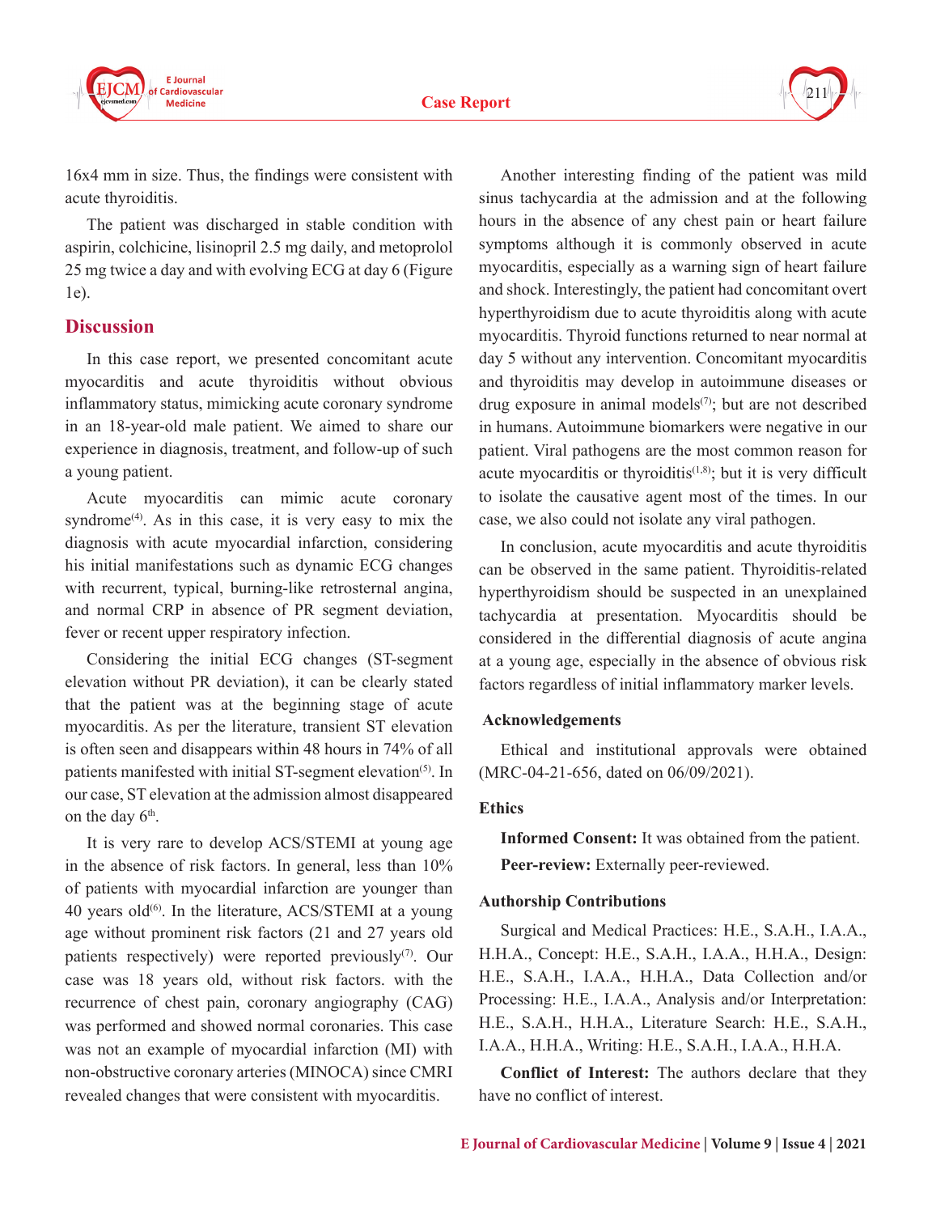16x4 mm in size. Thus, the findings were consistent with acute thyroiditis.

The patient was discharged in stable condition with aspirin, colchicine, lisinopril 2.5 mg daily, and metoprolol 25 mg twice a day and with evolving ECG at day 6 (Figure 1e).

## Discussion

In this case report, we presented concomitant acute myocarditis and acute thyroiditis without obvious inflammatory status, mimicking acute coronary syndrome in an 18-year-old male patient. We aimed to share our experience in diagnosis, treatment, and follow-up of such a young patient.

Acute myocarditis can mimic acute coronary syndrome[4]. As in this case, it is very easy to mix the diagnosis with acute myocardial infarction, considering his initial manifestations such as dynamic ECG changes with recurrent, typical, burning-like retrosternal angina, and normal CRP in absence of PR segment deviation, fever or recent upper respiratory infection.

Considering the initial ECG changes (ST-segment elevation without PR deviation), it can be clearly stated that the patient was at the beginning stage of acute myocarditis. As per the literature, transient ST elevation is often seen and disappears within 48 hours in 74% of all patients manifested with initial ST-segment elevation[5]. In our case, ST elevation at the admission almost disappeared on the day 6th.

It is very rare to develop ACS/STEMI at young age in the absence of risk factors. In general, less than 10% of patients with myocardial infarction are younger than 40 years old[6]. In the literature, ACS/STEMI at a young age without prominent risk factors (21 and 27 years old patients respectively) were reported previously[7]. Our case was 18 years old, without risk factors. with the recurrence of chest pain, coronary angiography (CAG) was performed and showed normal coronaries. This case was not an example of myocardial infarction (MI) with non-obstructive coronary arteries (MINOCA) since CMRI revealed changes that were consistent with myocarditis.

Another interesting finding of the patient was mild sinus tachycardia at the admission and at the following hours in the absence of any chest pain or heart failure symptoms although it is commonly observed in acute myocarditis, especially as a warning sign of heart failure and shock. Interestingly, the patient had concomitant overt hyperthyroidism due to acute thyroiditis along with acute myocarditis. Thyroid functions returned to near normal at day 5 without any intervention. Concomitant myocarditis and thyroiditis may develop in autoimmune diseases or drug exposure in animal models[7]; but are not described in humans. Autoimmune biomarkers were negative in our patient. Viral pathogens are the most common reason for acute myocarditis or thyroiditis[1,8]; but it is very difficult to isolate the causative agent most of the times. In our case, we also could not isolate any viral pathogen.

In conclusion, acute myocarditis and acute thyroiditis can be observed in the same patient. Thyroiditis-related hyperthyroidism should be suspected in an unexplained tachycardia at presentation. Myocarditis should be considered in the differential diagnosis of acute angina at a young age, especially in the absence of obvious risk factors regardless of initial inflammatory marker levels.

### Acknowledgements

Ethical and institutional approvals were obtained (MRC-04-21-656, dated on 06/09/2021).

### Ethics

**Informed Consent:** It was obtained from the patient.

**Peer-review:** Externally peer-reviewed.

### Authorship Contributions

Surgical and Medical Practices: H.E., S.A.H., I.A.A., H.H.A., Concept: H.E., S.A.H., I.A.A., H.H.A., Design: H.E., S.A.H., I.A.A., H.H.A., Data Collection and/or Processing: H.E., I.A.A., Analysis and/or Interpretation: H.E., S.A.H., H.H.A., Literature Search: H.E., S.A.H., I.A.A., H.H.A., Writing: H.E., S.A.H., I.A.A., H.H.A.

**Conflict of Interest:** The authors declare that they have no conflict of interest.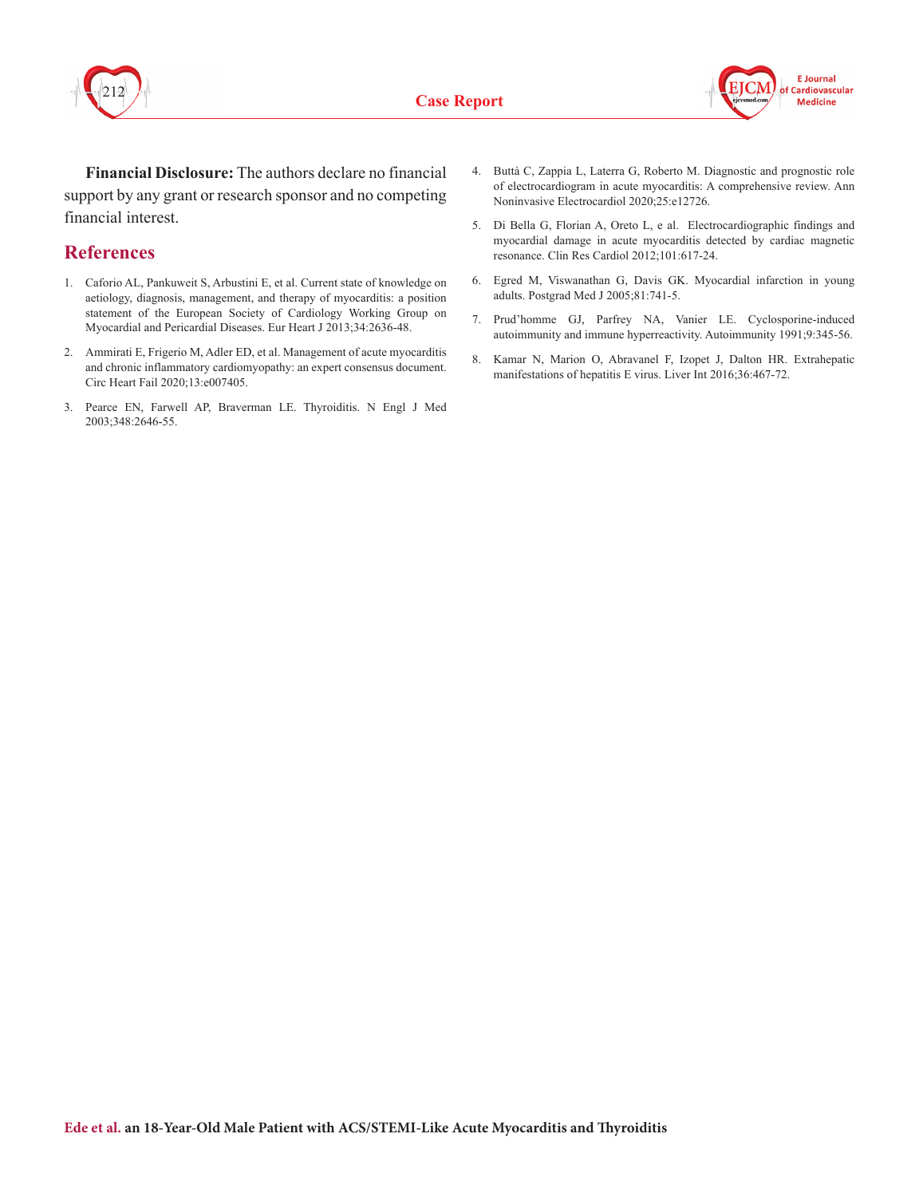**Financial Disclosure:** The authors declare no financial support by any grant or research sponsor and no competing financial interest.

## References

1. Caforio AL, Pankuweit S, Arbustini E, et al. Current state of knowledge on aetiology, diagnosis, management, and therapy of myocarditis: a position statement of the European Society of Cardiology Working Group on Myocardial and Pericardial Diseases. Eur Heart J 2013;34:2636-48.

2. Ammirati E, Frigerio M, Adler ED, et al. Management of acute myocarditis and chronic inflammatory cardiomyopathy: an expert consensus document. Circ Heart Fail 2020;13:e007405.

3. Pearce EN, Farwell AP, Braverman LE. Thyroiditis. N Engl J Med 2003;348:2646-55.

4. Buttà C, Zappia L, Laterra G, Roberto M. Diagnostic and prognostic role of electrocardiogram in acute myocarditis: A comprehensive review. Ann Noninvasive Electrocardiol 2020;25:e12726.

5. Di Bella G, Florian A, Oreto L, e al. Electrocardiographic findings and myocardial damage in acute myocarditis detected by cardiac magnetic resonance. Clin Res Cardiol 2012;101:617-24.

6. Egred M, Viswanathan G, Davis GK. Myocardial infarction in young adults. Postgrad Med J 2005;81:741-5.

7. Prud'homme GJ, Parfrey NA, Vanier LE. Cyclosporine-induced autoimmunity and immune hyperreactivity. Autoimmunity 1991;9:345-56.

8. Kamar N, Marion O, Abravanel F, Izopet J, Dalton HR. Extrahepatic manifestations of hepatitis E virus. Liver Int 2016;36:467-72.